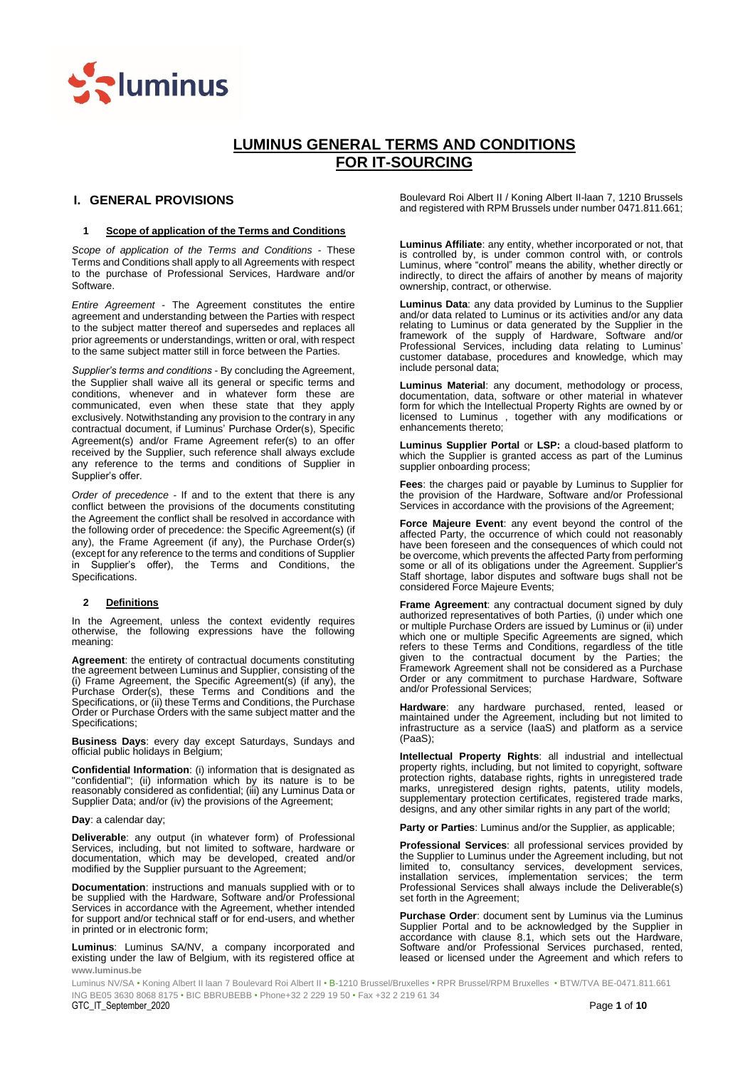# LUMINUS GENERAL TERMS AND CONDITIONS FOR IT-SOURCING

## I. GENERAL PROVISIONS

### 1 Scope of application of the Terms and Conditions

*Scope of application of the Terms and Conditions* - These Terms and Conditions shall apply to all Agreements with respect to the purchase of Professional Services, Hardware and/or Software.

*Entire Agreement* - The Agreement constitutes the entire agreement and understanding between the Parties with respect to the subject matter thereof and supersedes and replaces all prior agreements or understandings, written or oral, with respect to the same subject matter still in force between the Parties.

*Supplier's terms and conditions* - By concluding the Agreement, the Supplier shall waive all its general or specific terms and conditions, whenever and in whatever form these are communicated, even when these state that they apply exclusively. Notwithstanding any provision to the contrary in any contractual document, if Luminus' Purchase Order(s), Specific Agreement(s) and/or Frame Agreement refer(s) to an offer received by the Supplier, such reference shall always exclude any reference to the terms and conditions of Supplier in Supplier's offer.

*Order of precedence* - If and to the extent that there is any conflict between the provisions of the documents constituting the Agreement the conflict shall be resolved in accordance with the following order of precedence: the Specific Agreement(s) (if any), the Frame Agreement (if any), the Purchase Order(s) (except for any reference to the terms and conditions of Supplier in Supplier's offer), the Terms and Conditions, the Specifications.

### 2 Definitions

In the Agreement, unless the context evidently requires otherwise, the following expressions have the following meaning:

**Agreement**: the entirety of contractual documents constituting the agreement between Luminus and Supplier, consisting of the (i) Frame Agreement, the Specific Agreement(s) (if any), the Purchase Order(s), these Terms and Conditions and the Specifications, or (ii) these Terms and Conditions, the Purchase Order or Purchase Orders with the same subject matter and the Specifications;

**Business Days**: every day except Saturdays, Sundays and official public holidays in Belgium;

**Confidential Information**: (i) information that is designated as "confidential"; (ii) information which by its nature is to be reasonably considered as confidential; (iii) any Luminus Data or Supplier Data; and/or (iv) the provisions of the Agreement;

**Day**: a calendar day;

**Deliverable**: any output (in whatever form) of Professional Services, including, but not limited to software, hardware or documentation, which may be developed, created and/or modified by the Supplier pursuant to the Agreement;

**Documentation**: instructions and manuals supplied with or to be supplied with the Hardware, Software and/or Professional Services in accordance with the Agreement, whether intended for support and/or technical staff or for end-users, and whether in printed or in electronic form;

**Luminus**: Luminus SA/NV, a company incorporated and existing under the law of Belgium, with its registered office at Boulevard Roi Albert II / Koning Albert II-laan 7, 1210 Brussels and registered with RPM Brussels under number 0471.811.661;

**Luminus Affiliate**: any entity, whether incorporated or not, that is controlled by, is under common control with, or controls Luminus, where "control" means the ability, whether directly or indirectly, to direct the affairs of another by means of majority ownership, contract, or otherwise.

**Luminus Data**: any data provided by Luminus to the Supplier and/or data related to Luminus or its activities and/or any data relating to Luminus or data generated by the Supplier in the framework of the supply of Hardware, Software and/or Professional Services, including data relating to Luminus' customer database, procedures and knowledge, which may include personal data;

**Luminus Material**: any document, methodology or process, documentation, data, software or other material in whatever form for which the Intellectual Property Rights are owned by or licensed to Luminus , together with any modifications or enhancements thereto;

**Luminus Supplier Portal** or **LSP:** a cloud-based platform to which the Supplier is granted access as part of the Luminus supplier onboarding process;

**Fees**: the charges paid or payable by Luminus to Supplier for the provision of the Hardware, Software and/or Professional Services in accordance with the provisions of the Agreement;

**Force Majeure Event**: any event beyond the control of the affected Party, the occurrence of which could not reasonably have been foreseen and the consequences of which could not be overcome, which prevents the affected Party from performing some or all of its obligations under the Agreement. Supplier's Staff shortage, labor disputes and software bugs shall not be considered Force Majeure Events;

**Frame Agreement**: any contractual document signed by duly authorized representatives of both Parties, (i) under which one or multiple Purchase Orders are issued by Luminus or (ii) under which one or multiple Specific Agreements are signed, which refers to these Terms and Conditions, regardless of the title given to the contractual document by the Parties; the Framework Agreement shall not be considered as a Purchase Order or any commitment to purchase Hardware, Software and/or Professional Services;

**Hardware**: any hardware purchased, rented, leased or maintained under the Agreement, including but not limited to infrastructure as a service (IaaS) and platform as a service (PaaS);

**Intellectual Property Rights**: all industrial and intellectual property rights, including, but not limited to copyright, software protection rights, database rights, rights in unregistered trade marks, unregistered design rights, patents, utility models, supplementary protection certificates, registered trade marks, designs, and any other similar rights in any part of the world;

**Party or Parties**: Luminus and/or the Supplier, as applicable;

**Professional Services**: all professional services provided by the Supplier to Luminus under the Agreement including, but not limited to, consultancy services, development services, installation services, implementation services; the term Professional Services shall always include the Deliverable(s) set forth in the Agreement;

**Purchase Order**: document sent by Luminus via the Luminus Supplier Portal and to be acknowledged by the Supplier in accordance with clause 8.1, which sets out the Hardware, Software and/or Professional Services purchased, rented, leased or licensed under the Agreement and which refers to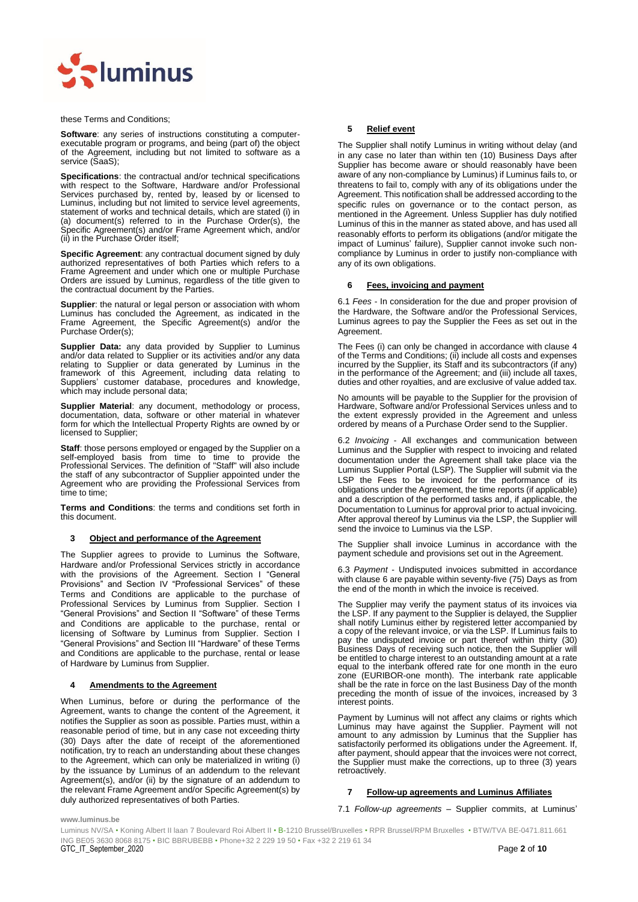these Terms and Conditions;

**Software**: any series of instructions constituting a computer-executable program or programs, and being (part of) the object of the Agreement, including but not limited to software as a service (SaaS);

**Specifications**: the contractual and/or technical specifications with respect to the Software, Hardware and/or Professional Services purchased by, rented by, leased by or licensed to Luminus, including but not limited to service level agreements, statement of works and technical details, which are stated (i) in (a) document(s) referred to in the Purchase Order(s), the Specific Agreement(s) and/or Frame Agreement which, and/or (ii) in the Purchase Order itself;

**Specific Agreement**: any contractual document signed by duly authorized representatives of both Parties which refers to a Frame Agreement and under which one or multiple Purchase Orders are issued by Luminus, regardless of the title given to the contractual document by the Parties.

**Supplier**: the natural or legal person or association with whom Luminus has concluded the Agreement, as indicated in the Frame Agreement, the Specific Agreement(s) and/or the Purchase Order(s);

**Supplier Data:** any data provided by Supplier to Luminus and/or data related to Supplier or its activities and/or any data relating to Supplier or data generated by Luminus in the framework of this Agreement, including data relating to Suppliers' customer database, procedures and knowledge, which may include personal data;

**Supplier Material**: any document, methodology or process, documentation, data, software or other material in whatever form for which the Intellectual Property Rights are owned by or licensed to Supplier;

**Staff**: those persons employed or engaged by the Supplier on a self-employed basis from time to time to provide the Professional Services. The definition of "Staff" will also include the staff of any subcontractor of Supplier appointed under the Agreement who are providing the Professional Services from time to time;

**Terms and Conditions**: the terms and conditions set forth in this document.

## 3 Object and performance of the Agreement

The Supplier agrees to provide to Luminus the Software, Hardware and/or Professional Services strictly in accordance with the provisions of the Agreement. Section I "General Provisions" and Section IV "Professional Services" of these Terms and Conditions are applicable to the purchase of Professional Services by Luminus from Supplier. Section I "General Provisions" and Section II "Software" of these Terms and Conditions are applicable to the purchase, rental or licensing of Software by Luminus from Supplier. Section I "General Provisions" and Section III "Hardware" of these Terms and Conditions are applicable to the purchase, rental or lease of Hardware by Luminus from Supplier.

## 4 Amendments to the Agreement

When Luminus, before or during the performance of the Agreement, wants to change the content of the Agreement, it notifies the Supplier as soon as possible. Parties must, within a reasonable period of time, but in any case not exceeding thirty (30) Days after the date of receipt of the aforementioned notification, try to reach an understanding about these changes to the Agreement, which can only be materialized in writing (i) by the issuance by Luminus of an addendum to the relevant Agreement(s), and/or (ii) by the signature of an addendum to the relevant Frame Agreement and/or Specific Agreement(s) by duly authorized representatives of both Parties.

## 5 Relief event

The Supplier shall notify Luminus in writing without delay (and in any case no later than within ten (10) Business Days after Supplier has become aware or should reasonably have been aware of any non-compliance by Luminus) if Luminus fails to, or threatens to fail to, comply with any of its obligations under the Agreement. This notification shall be addressed according to the specific rules on governance or to the contact person, as mentioned in the Agreement. Unless Supplier has duly notified Luminus of this in the manner as stated above, and has used all reasonably efforts to perform its obligations (and/or mitigate the impact of Luminus' failure), Supplier cannot invoke such non-compliance by Luminus in order to justify non-compliance with any of its own obligations.

## 6 Fees, invoicing and payment

6.1 *Fees* - In consideration for the due and proper provision of the Hardware, the Software and/or the Professional Services, Luminus agrees to pay the Supplier the Fees as set out in the Agreement.

The Fees (i) can only be changed in accordance with clause 4 of the Terms and Conditions; (ii) include all costs and expenses incurred by the Supplier, its Staff and its subcontractors (if any) in the performance of the Agreement; and (iii) include all taxes, duties and other royalties, and are exclusive of value added tax.

No amounts will be payable to the Supplier for the provision of Hardware, Software and/or Professional Services unless and to the extent expressly provided in the Agreement and unless ordered by means of a Purchase Order send to the Supplier.

6.2 *Invoicing* - All exchanges and communication between Luminus and the Supplier with respect to invoicing and related documentation under the Agreement shall take place via the Luminus Supplier Portal (LSP). The Supplier will submit via the LSP the Fees to be invoiced for the performance of its obligations under the Agreement, the time reports (if applicable) and a description of the performed tasks and, if applicable, the Documentation to Luminus for approval prior to actual invoicing. After approval thereof by Luminus via the LSP, the Supplier will send the invoice to Luminus via the LSP.

The Supplier shall invoice Luminus in accordance with the payment schedule and provisions set out in the Agreement.

6.3 *Payment* - Undisputed invoices submitted in accordance with clause 6 are payable within seventy-five (75) Days as from the end of the month in which the invoice is received.

The Supplier may verify the payment status of its invoices via the LSP. If any payment to the Supplier is delayed, the Supplier shall notify Luminus either by registered letter accompanied by a copy of the relevant invoice, or via the LSP. If Luminus fails to pay the undisputed invoice or part thereof within thirty (30) Business Days of receiving such notice, then the Supplier will be entitled to charge interest to an outstanding amount at a rate equal to the interbank offered rate for one month in the euro zone (EURIBOR-one month). The interbank rate applicable shall be the rate in force on the last Business Day of the month preceding the month of issue of the invoices, increased by 3 interest points.

Payment by Luminus will not affect any claims or rights which Luminus may have against the Supplier. Payment will not amount to any admission by Luminus that the Supplier has satisfactorily performed its obligations under the Agreement. If, after payment, should appear that the invoices were not correct, the Supplier must make the corrections, up to three (3) years retroactively.

## 7 Follow-up agreements and Luminus Affiliates

7.1 *Follow-up agreements* – Supplier commits, at Luminus'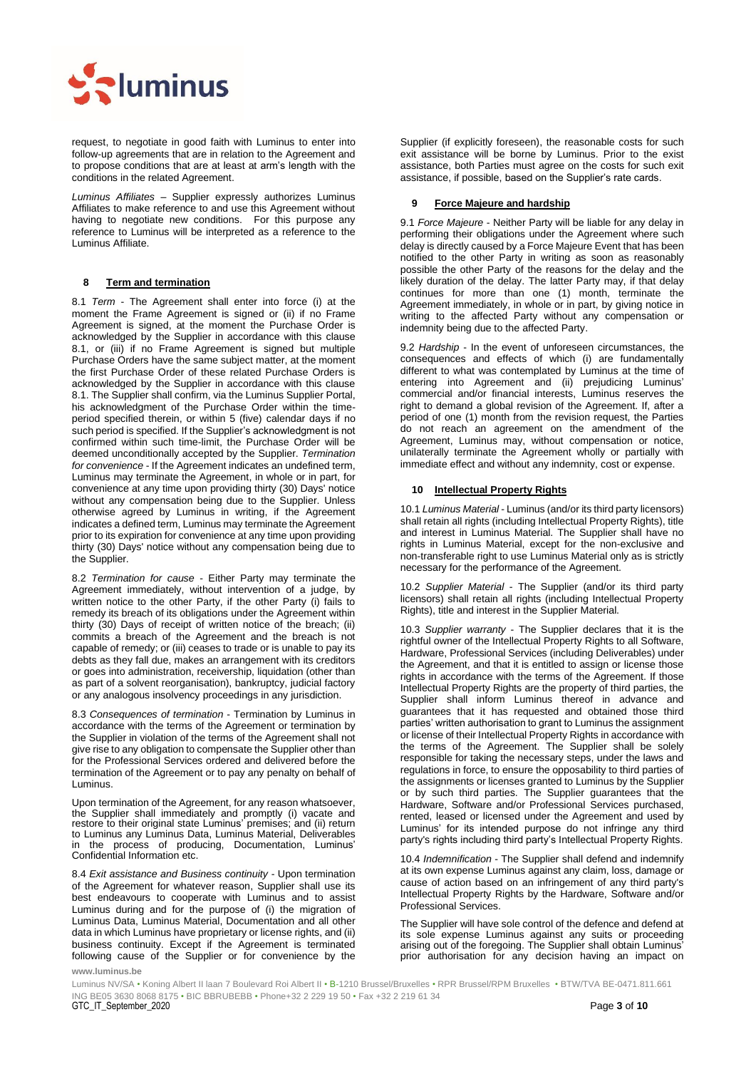request, to negotiate in good faith with Luminus to enter into follow-up agreements that are in relation to the Agreement and to propose conditions that are at least at arm's length with the conditions in the related Agreement.

*Luminus Affiliates* – Supplier expressly authorizes Luminus Affiliates to make reference to and use this Agreement without having to negotiate new conditions. For this purpose any reference to Luminus will be interpreted as a reference to the Luminus Affiliate.

## 8 Term and termination

8.1 *Term* - The Agreement shall enter into force (i) at the moment the Frame Agreement is signed or (ii) if no Frame Agreement is signed, at the moment the Purchase Order is acknowledged by the Supplier in accordance with this clause 8.1, or (iii) if no Frame Agreement is signed but multiple Purchase Orders have the same subject matter, at the moment the first Purchase Order of these related Purchase Orders is acknowledged by the Supplier in accordance with this clause 8.1. The Supplier shall confirm, via the Luminus Supplier Portal, his acknowledgment of the Purchase Order within the time-period specified therein, or within 5 (five) calendar days if no such period is specified. If the Supplier's acknowledgment is not confirmed within such time-limit, the Purchase Order will be deemed unconditionally accepted by the Supplier. *Termination for convenience* - If the Agreement indicates an undefined term, Luminus may terminate the Agreement, in whole or in part, for convenience at any time upon providing thirty (30) Days' notice without any compensation being due to the Supplier. Unless otherwise agreed by Luminus in writing, if the Agreement indicates a defined term, Luminus may terminate the Agreement prior to its expiration for convenience at any time upon providing thirty (30) Days' notice without any compensation being due to the Supplier.

8.2 *Termination for cause* - Either Party may terminate the Agreement immediately, without intervention of a judge, by written notice to the other Party, if the other Party (i) fails to remedy its breach of its obligations under the Agreement within thirty (30) Days of receipt of written notice of the breach; (ii) commits a breach of the Agreement and the breach is not capable of remedy; or (iii) ceases to trade or is unable to pay its debts as they fall due, makes an arrangement with its creditors or goes into administration, receivership, liquidation (other than as part of a solvent reorganisation), bankruptcy, judicial factory or any analogous insolvency proceedings in any jurisdiction.

8.3 *Consequences of termination* - Termination by Luminus in accordance with the terms of the Agreement or termination by the Supplier in violation of the terms of the Agreement shall not give rise to any obligation to compensate the Supplier other than for the Professional Services ordered and delivered before the termination of the Agreement or to pay any penalty on behalf of Luminus.

Upon termination of the Agreement, for any reason whatsoever, the Supplier shall immediately and promptly (i) vacate and restore to their original state Luminus' premises; and (ii) return to Luminus any Luminus Data, Luminus Material, Deliverables in the process of producing, Documentation, Luminus' Confidential Information etc.

8.4 *Exit assistance and Business continuity* - Upon termination of the Agreement for whatever reason, Supplier shall use its best endeavours to cooperate with Luminus and to assist Luminus during and for the purpose of (i) the migration of Luminus Data, Luminus Material, Documentation and all other data in which Luminus have proprietary or license rights, and (ii) business continuity. Except if the Agreement is terminated following cause of the Supplier or for convenience by the Supplier (if explicitly foreseen), the reasonable costs for such exit assistance will be borne by Luminus. Prior to the exist assistance, both Parties must agree on the costs for such exit assistance, if possible, based on the Supplier's rate cards.

## 9 Force Majeure and hardship

9.1 *Force Majeure* - Neither Party will be liable for any delay in performing their obligations under the Agreement where such delay is directly caused by a Force Majeure Event that has been notified to the other Party in writing as soon as reasonably possible the other Party of the reasons for the delay and the likely duration of the delay. The latter Party may, if that delay continues for more than one (1) month, terminate the Agreement immediately, in whole or in part, by giving notice in writing to the affected Party without any compensation or indemnity being due to the affected Party.

9.2 *Hardship* - In the event of unforeseen circumstances, the consequences and effects of which (i) are fundamentally different to what was contemplated by Luminus at the time of entering into Agreement and (ii) prejudicing Luminus' commercial and/or financial interests, Luminus reserves the right to demand a global revision of the Agreement. If, after a period of one (1) month from the revision request, the Parties do not reach an agreement on the amendment of the Agreement, Luminus may, without compensation or notice, unilaterally terminate the Agreement wholly or partially with immediate effect and without any indemnity, cost or expense.

## 10 Intellectual Property Rights

10.1 *Luminus Material* - Luminus (and/or its third party licensors) shall retain all rights (including Intellectual Property Rights), title and interest in Luminus Material. The Supplier shall have no rights in Luminus Material, except for the non-exclusive and non-transferable right to use Luminus Material only as is strictly necessary for the performance of the Agreement.

10.2 *Supplier Material* - The Supplier (and/or its third party licensors) shall retain all rights (including Intellectual Property Rights), title and interest in the Supplier Material.

10.3 *Supplier warranty* - The Supplier declares that it is the rightful owner of the Intellectual Property Rights to all Software, Hardware, Professional Services (including Deliverables) under the Agreement, and that it is entitled to assign or license those rights in accordance with the terms of the Agreement. If those Intellectual Property Rights are the property of third parties, the Supplier shall inform Luminus thereof in advance and guarantees that it has requested and obtained those third parties' written authorisation to grant to Luminus the assignment or license of their Intellectual Property Rights in accordance with the terms of the Agreement. The Supplier shall be solely responsible for taking the necessary steps, under the laws and regulations in force, to ensure the opposability to third parties of the assignments or licenses granted to Luminus by the Supplier or by such third parties. The Supplier guarantees that the Hardware, Software and/or Professional Services purchased, rented, leased or licensed under the Agreement and used by Luminus' for its intended purpose do not infringe any third party's rights including third party's Intellectual Property Rights.

10.4 *Indemnification* - The Supplier shall defend and indemnify at its own expense Luminus against any claim, loss, damage or cause of action based on an infringement of any third party's Intellectual Property Rights by the Hardware, Software and/or Professional Services.

The Supplier will have sole control of the defence and defend at its sole expense Luminus against any suits or proceeding arising out of the foregoing. The Supplier shall obtain Luminus' prior authorisation for any decision having an impact on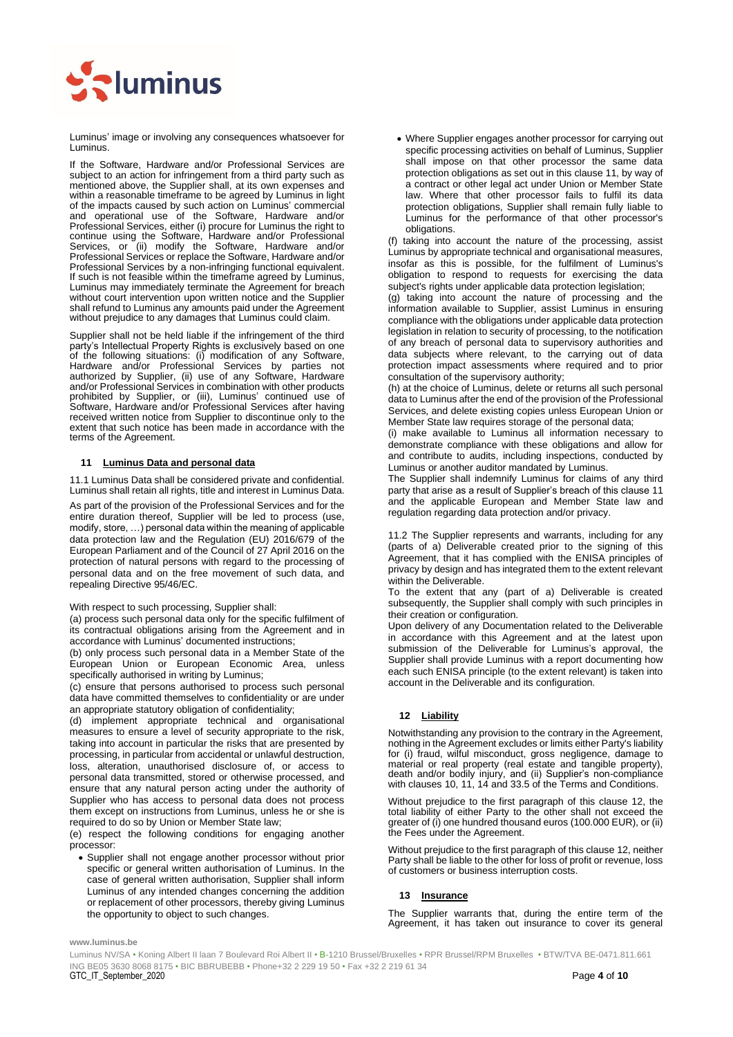Luminus' image or involving any consequences whatsoever for Luminus.

If the Software, Hardware and/or Professional Services are subject to an action for infringement from a third party such as mentioned above, the Supplier shall, at its own expenses and within a reasonable timeframe to be agreed by Luminus in light of the impacts caused by such action on Luminus' commercial and operational use of the Software, Hardware and/or Professional Services, either (i) procure for Luminus the right to continue using the Software, Hardware and/or Professional Services, or (ii) modify the Software, Hardware and/or Professional Services or replace the Software, Hardware and/or Professional Services by a non-infringing functional equivalent. If such is not feasible within the timeframe agreed by Luminus, Luminus may immediately terminate the Agreement for breach without court intervention upon written notice and the Supplier shall refund to Luminus any amounts paid under the Agreement without prejudice to any damages that Luminus could claim.

Supplier shall not be held liable if the infringement of the third party's Intellectual Property Rights is exclusively based on one of the following situations: (i) modification of any Software, Hardware and/or Professional Services by parties not authorized by Supplier, (ii) use of any Software, Hardware and/or Professional Services in combination with other products prohibited by Supplier, or (iii), Luminus' continued use of Software, Hardware and/or Professional Services after having received written notice from Supplier to discontinue only to the extent that such notice has been made in accordance with the terms of the Agreement.

## 11 Luminus Data and personal data

11.1 Luminus Data shall be considered private and confidential. Luminus shall retain all rights, title and interest in Luminus Data.

As part of the provision of the Professional Services and for the entire duration thereof, Supplier will be led to process (use, modify, store, …) personal data within the meaning of applicable data protection law and the Regulation (EU) 2016/679 of the European Parliament and of the Council of 27 April 2016 on the protection of natural persons with regard to the processing of personal data and on the free movement of such data, and repealing Directive 95/46/EC.

With respect to such processing, Supplier shall:

(a) process such personal data only for the specific fulfilment of its contractual obligations arising from the Agreement and in accordance with Luminus' documented instructions;

(b) only process such personal data in a Member State of the European Union or European Economic Area, unless specifically authorised in writing by Luminus;

(c) ensure that persons authorised to process such personal data have committed themselves to confidentiality or are under an appropriate statutory obligation of confidentiality;

(d) implement appropriate technical and organisational measures to ensure a level of security appropriate to the risk, taking into account in particular the risks that are presented by processing, in particular from accidental or unlawful destruction, loss, alteration, unauthorised disclosure of, or access to personal data transmitted, stored or otherwise processed, and ensure that any natural person acting under the authority of Supplier who has access to personal data does not process them except on instructions from Luminus, unless he or she is required to do so by Union or Member State law;

(e) respect the following conditions for engaging another processor:

- Supplier shall not engage another processor without prior specific or general written authorisation of Luminus. In the case of general written authorisation, Supplier shall inform Luminus of any intended changes concerning the addition or replacement of other processors, thereby giving Luminus the opportunity to object to such changes.
- Where Supplier engages another processor for carrying out specific processing activities on behalf of Luminus, Supplier shall impose on that other processor the same data protection obligations as set out in this clause 11, by way of a contract or other legal act under Union or Member State law. Where that other processor fails to fulfil its data protection obligations, Supplier shall remain fully liable to Luminus for the performance of that other processor's obligations.

(f) taking into account the nature of the processing, assist Luminus by appropriate technical and organisational measures, insofar as this is possible, for the fulfilment of Luminus's obligation to respond to requests for exercising the data subject's rights under applicable data protection legislation;

(g) taking into account the nature of processing and the information available to Supplier, assist Luminus in ensuring compliance with the obligations under applicable data protection legislation in relation to security of processing, to the notification of any breach of personal data to supervisory authorities and data subjects where relevant, to the carrying out of data protection impact assessments where required and to prior consultation of the supervisory authority;

(h) at the choice of Luminus, delete or returns all such personal data to Luminus after the end of the provision of the Professional Services, and delete existing copies unless European Union or Member State law requires storage of the personal data;

(i) make available to Luminus all information necessary to demonstrate compliance with these obligations and allow for and contribute to audits, including inspections, conducted by Luminus or another auditor mandated by Luminus.

The Supplier shall indemnify Luminus for claims of any third party that arise as a result of Supplier's breach of this clause 11 and the applicable European and Member State law and regulation regarding data protection and/or privacy.

11.2 The Supplier represents and warrants, including for any (parts of a) Deliverable created prior to the signing of this Agreement, that it has complied with the ENISA principles of privacy by design and has integrated them to the extent relevant within the Deliverable.

To the extent that any (part of a) Deliverable is created subsequently, the Supplier shall comply with such principles in their creation or configuration.

Upon delivery of any Documentation related to the Deliverable in accordance with this Agreement and at the latest upon submission of the Deliverable for Luminus's approval, the Supplier shall provide Luminus with a report documenting how each such ENISA principle (to the extent relevant) is taken into account in the Deliverable and its configuration.

## 12 Liability

Notwithstanding any provision to the contrary in the Agreement, nothing in the Agreement excludes or limits either Party's liability for (i) fraud, wilful misconduct, gross negligence, damage to material or real property (real estate and tangible property), death and/or bodily injury, and (ii) Supplier's non-compliance with clauses 10, 11, 14 and 33.5 of the Terms and Conditions.

Without prejudice to the first paragraph of this clause 12, the total liability of either Party to the other shall not exceed the greater of (i) one hundred thousand euros (100.000 EUR), or (ii) the Fees under the Agreement.

Without prejudice to the first paragraph of this clause 12, neither Party shall be liable to the other for loss of profit or revenue, loss of customers or business interruption costs.

## 13 Insurance

The Supplier warrants that, during the entire term of the Agreement, it has taken out insurance to cover its general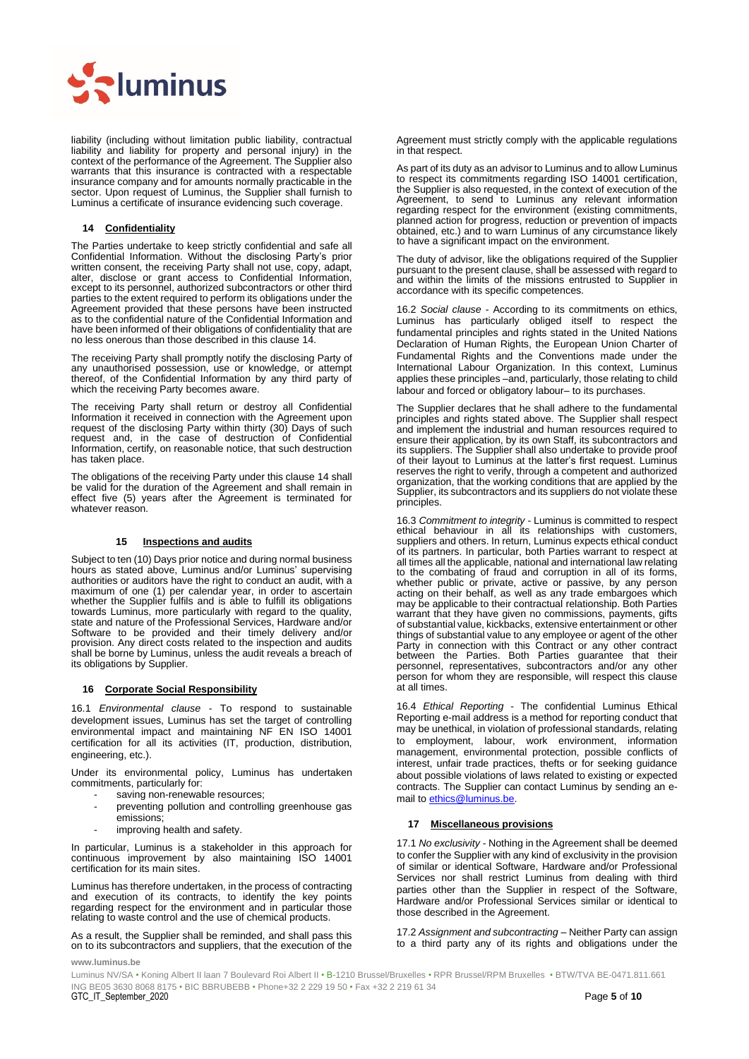liability (including without limitation public liability, contractual liability and liability for property and personal injury) in the context of the performance of the Agreement. The Supplier also warrants that this insurance is contracted with a respectable insurance company and for amounts normally practicable in the sector. Upon request of Luminus, the Supplier shall furnish to Luminus a certificate of insurance evidencing such coverage.

## 14 Confidentiality

The Parties undertake to keep strictly confidential and safe all Confidential Information. Without the disclosing Party's prior written consent, the receiving Party shall not use, copy, adapt, alter, disclose or grant access to Confidential Information, except to its personnel, authorized subcontractors or other third parties to the extent required to perform its obligations under the Agreement provided that these persons have been instructed as to the confidential nature of the Confidential Information and have been informed of their obligations of confidentiality that are no less onerous than those described in this clause 14.

The receiving Party shall promptly notify the disclosing Party of any unauthorised possession, use or knowledge, or attempt thereof, of the Confidential Information by any third party of which the receiving Party becomes aware.

The receiving Party shall return or destroy all Confidential Information it received in connection with the Agreement upon request of the disclosing Party within thirty (30) Days of such request and, in the case of destruction of Confidential Information, certify, on reasonable notice, that such destruction has taken place.

The obligations of the receiving Party under this clause 14 shall be valid for the duration of the Agreement and shall remain in effect five (5) years after the Agreement is terminated for whatever reason.

## 15 Inspections and audits

Subject to ten (10) Days prior notice and during normal business hours as stated above, Luminus and/or Luminus' supervising authorities or auditors have the right to conduct an audit, with a maximum of one (1) per calendar year, in order to ascertain whether the Supplier fulfils and is able to fulfill its obligations towards Luminus, more particularly with regard to the quality, state and nature of the Professional Services, Hardware and/or Software to be provided and their timely delivery and/or provision. Any direct costs related to the inspection and audits shall be borne by Luminus, unless the audit reveals a breach of its obligations by Supplier.

## 16 Corporate Social Responsibility

16.1 *Environmental clause* - To respond to sustainable development issues, Luminus has set the target of controlling environmental impact and maintaining NF EN ISO 14001 certification for all its activities (IT, production, distribution, engineering, etc.).

Under its environmental policy, Luminus has undertaken commitments, particularly for:

- saving non-renewable resources;
- preventing pollution and controlling greenhouse gas emissions;
- improving health and safety.

In particular, Luminus is a stakeholder in this approach for continuous improvement by also maintaining ISO 14001 certification for its main sites.

Luminus has therefore undertaken, in the process of contracting and execution of its contracts, to identify the key points regarding respect for the environment and in particular those relating to waste control and the use of chemical products.

As a result, the Supplier shall be reminded, and shall pass this on to its subcontractors and suppliers, that the execution of the Agreement must strictly comply with the applicable regulations in that respect.

As part of its duty as an advisor to Luminus and to allow Luminus to respect its commitments regarding ISO 14001 certification, the Supplier is also requested, in the context of execution of the Agreement, to send to Luminus any relevant information regarding respect for the environment (existing commitments, planned action for progress, reduction or prevention of impacts obtained, etc.) and to warn Luminus of any circumstance likely to have a significant impact on the environment.

The duty of advisor, like the obligations required of the Supplier pursuant to the present clause, shall be assessed with regard to and within the limits of the missions entrusted to Supplier in accordance with its specific competences.

16.2 *Social clause* - According to its commitments on ethics, Luminus has particularly obliged itself to respect the fundamental principles and rights stated in the United Nations Declaration of Human Rights, the European Union Charter of Fundamental Rights and the Conventions made under the International Labour Organization. In this context, Luminus applies these principles –and, particularly, those relating to child labour and forced or obligatory labour– to its purchases.

The Supplier declares that he shall adhere to the fundamental principles and rights stated above. The Supplier shall respect and implement the industrial and human resources required to ensure their application, by its own Staff, its subcontractors and its suppliers. The Supplier shall also undertake to provide proof of their layout to Luminus at the latter's first request. Luminus reserves the right to verify, through a competent and authorized organization, that the working conditions that are applied by the Supplier, its subcontractors and its suppliers do not violate these principles.

16.3 *Commitment to integrity* - Luminus is committed to respect ethical behaviour in all its relationships with customers, suppliers and others. In return, Luminus expects ethical conduct of its partners. In particular, both Parties warrant to respect at all times all the applicable, national and international law relating to the combating of fraud and corruption in all of its forms, whether public or private, active or passive, by any person acting on their behalf, as well as any trade embargoes which may be applicable to their contractual relationship. Both Parties warrant that they have given no commissions, payments, gifts of substantial value, kickbacks, extensive entertainment or other things of substantial value to any employee or agent of the other Party in connection with this Contract or any other contract between the Parties. Both Parties guarantee that their personnel, representatives, subcontractors and/or any other person for whom they are responsible, will respect this clause at all times.

16.4 *Ethical Reporting* - The confidential Luminus Ethical Reporting e-mail address is a method for reporting conduct that may be unethical, in violation of professional standards, relating to employment, labour, work environment, information management, environmental protection, possible conflicts of interest, unfair trade practices, thefts or for seeking guidance about possible violations of laws related to existing or expected contracts. The Supplier can contact Luminus by sending an e-mail to ethics@luminus.be.

## 17 Miscellaneous provisions

17.1 *No exclusivity* - Nothing in the Agreement shall be deemed to confer the Supplier with any kind of exclusivity in the provision of similar or identical Software, Hardware and/or Professional Services nor shall restrict Luminus from dealing with third parties other than the Supplier in respect of the Software, Hardware and/or Professional Services similar or identical to those described in the Agreement.

17.2 *Assignment and subcontracting* – Neither Party can assign to a third party any of its rights and obligations under the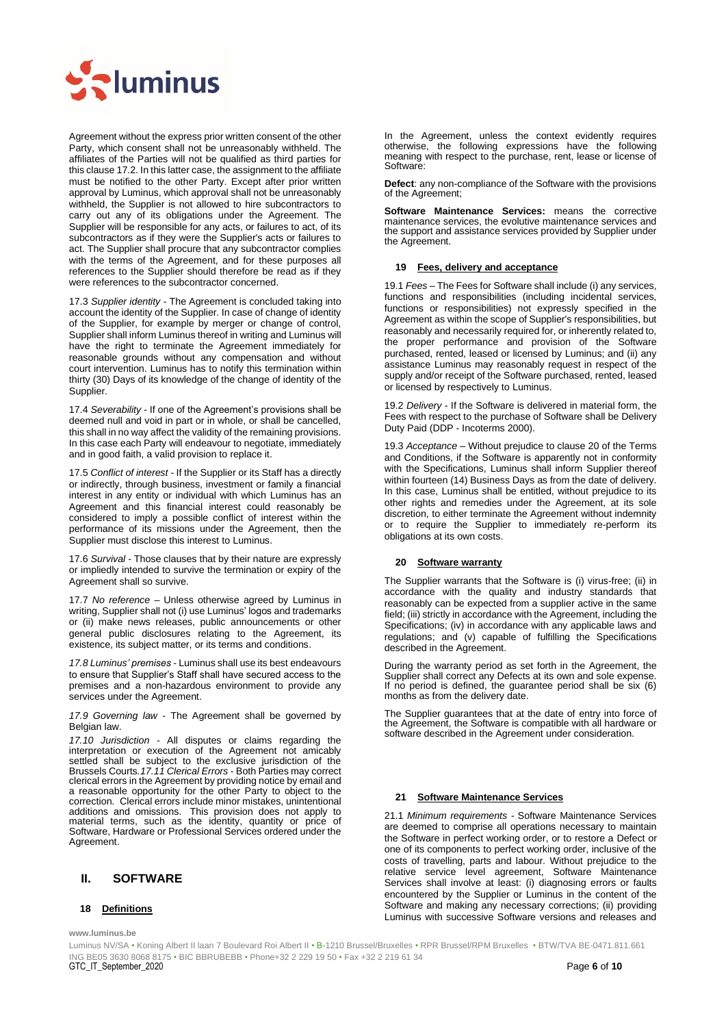Agreement without the express prior written consent of the other Party, which consent shall not be unreasonably withheld. The affiliates of the Parties will not be qualified as third parties for this clause 17.2. In this latter case, the assignment to the affiliate must be notified to the other Party. Except after prior written approval by Luminus, which approval shall not be unreasonably withheld, the Supplier is not allowed to hire subcontractors to carry out any of its obligations under the Agreement. The Supplier will be responsible for any acts, or failures to act, of its subcontractors as if they were the Supplier's acts or failures to act. The Supplier shall procure that any subcontractor complies with the terms of the Agreement, and for these purposes all references to the Supplier should therefore be read as if they were references to the subcontractor concerned.

17.3 *Supplier identity* - The Agreement is concluded taking into account the identity of the Supplier. In case of change of identity of the Supplier, for example by merger or change of control, Supplier shall inform Luminus thereof in writing and Luminus will have the right to terminate the Agreement immediately for reasonable grounds without any compensation and without court intervention. Luminus has to notify this termination within thirty (30) Days of its knowledge of the change of identity of the Supplier.

17.4 *Severability* - If one of the Agreement's provisions shall be deemed null and void in part or in whole, or shall be cancelled, this shall in no way affect the validity of the remaining provisions. In this case each Party will endeavour to negotiate, immediately and in good faith, a valid provision to replace it.

17.5 *Conflict of interest* - If the Supplier or its Staff has a directly or indirectly, through business, investment or family a financial interest in any entity or individual with which Luminus has an Agreement and this financial interest could reasonably be considered to imply a possible conflict of interest within the performance of its missions under the Agreement, then the Supplier must disclose this interest to Luminus.

17.6 *Survival* - Those clauses that by their nature are expressly or impliedly intended to survive the termination or expiry of the Agreement shall so survive.

17.7 *No reference* – Unless otherwise agreed by Luminus in writing, Supplier shall not (i) use Luminus' logos and trademarks or (ii) make news releases, public announcements or other general public disclosures relating to the Agreement, its existence, its subject matter, or its terms and conditions.

*17.8 Luminus' premises* - Luminus shall use its best endeavours to ensure that Supplier's Staff shall have secured access to the premises and a non-hazardous environment to provide any services under the Agreement.

*17.9 Governing law* - The Agreement shall be governed by Belgian law.

*17.10 Jurisdiction* - All disputes or claims regarding the interpretation or execution of the Agreement not amicably settled shall be subject to the exclusive jurisdiction of the Brussels Courts.*17.11 Clerical Errors* - Both Parties may correct clerical errors in the Agreement by providing notice by email and a reasonable opportunity for the other Party to object to the correction. Clerical errors include minor mistakes, unintentional additions and omissions. This provision does not apply to material terms, such as the identity, quantity or price of Software, Hardware or Professional Services ordered under the Agreement.

## II. SOFTWARE

### 18 Definitions

In the Agreement, unless the context evidently requires otherwise, the following expressions have the following meaning with respect to the purchase, rent, lease or license of Software:

**Defect**: any non-compliance of the Software with the provisions of the Agreement;

**Software Maintenance Services:** means the corrective maintenance services, the evolutive maintenance services and the support and assistance services provided by Supplier under the Agreement.

### 19 Fees, delivery and acceptance

19.1 *Fees* – The Fees for Software shall include (i) any services, functions and responsibilities (including incidental services, functions or responsibilities) not expressly specified in the Agreement as within the scope of Supplier's responsibilities, but reasonably and necessarily required for, or inherently related to, the proper performance and provision of the Software purchased, rented, leased or licensed by Luminus; and (ii) any assistance Luminus may reasonably request in respect of the supply and/or receipt of the Software purchased, rented, leased or licensed by respectively to Luminus.

19.2 *Delivery* - If the Software is delivered in material form, the Fees with respect to the purchase of Software shall be Delivery Duty Paid (DDP - Incoterms 2000).

19.3 *Acceptance* – Without prejudice to clause 20 of the Terms and Conditions, if the Software is apparently not in conformity with the Specifications, Luminus shall inform Supplier thereof within fourteen (14) Business Days as from the date of delivery. In this case, Luminus shall be entitled, without prejudice to its other rights and remedies under the Agreement, at its sole discretion, to either terminate the Agreement without indemnity or to require the Supplier to immediately re-perform its obligations at its own costs.

### 20 Software warranty

The Supplier warrants that the Software is (i) virus-free; (ii) in accordance with the quality and industry standards that reasonably can be expected from a supplier active in the same field; (iii) strictly in accordance with the Agreement, including the Specifications; (iv) in accordance with any applicable laws and regulations; and (v) capable of fulfilling the Specifications described in the Agreement.

During the warranty period as set forth in the Agreement, the Supplier shall correct any Defects at its own and sole expense. If no period is defined, the guarantee period shall be six (6) months as from the delivery date.

The Supplier guarantees that at the date of entry into force of the Agreement, the Software is compatible with all hardware or software described in the Agreement under consideration.

### 21 Software Maintenance Services

21.1 *Minimum requirements* - Software Maintenance Services are deemed to comprise all operations necessary to maintain the Software in perfect working order, or to restore a Defect or one of its components to perfect working order, inclusive of the costs of travelling, parts and labour. Without prejudice to the relative service level agreement, Software Maintenance Services shall involve at least: (i) diagnosing errors or faults encountered by the Supplier or Luminus in the content of the Software and making any necessary corrections; (ii) providing Luminus with successive Software versions and releases and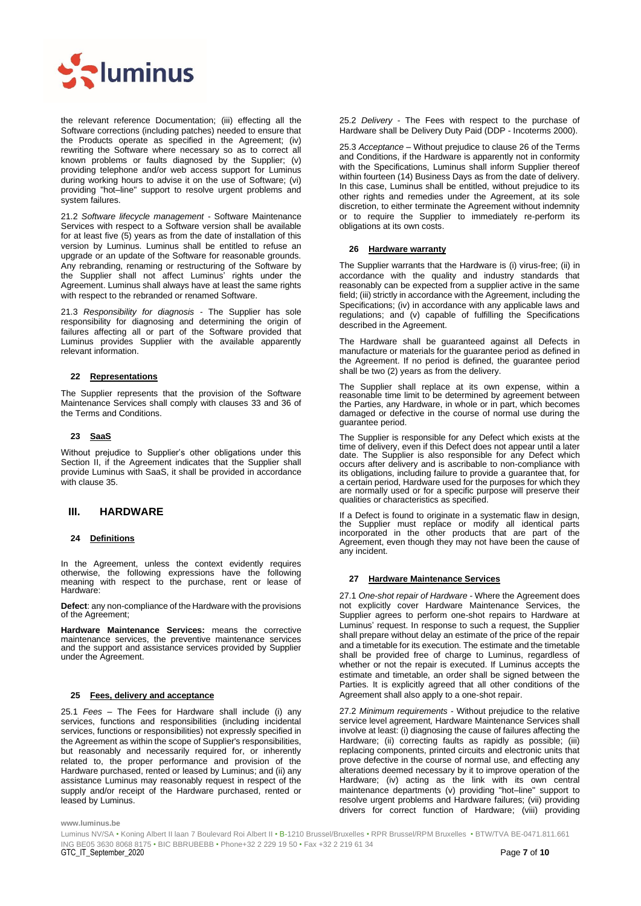the relevant reference Documentation; (iii) effecting all the Software corrections (including patches) needed to ensure that the Products operate as specified in the Agreement; (iv) rewriting the Software where necessary so as to correct all known problems or faults diagnosed by the Supplier; (v) providing telephone and/or web access support for Luminus during working hours to advise it on the use of Software; (vi) providing "hot–line" support to resolve urgent problems and system failures.

21.2 *Software lifecycle management* - Software Maintenance Services with respect to a Software version shall be available for at least five (5) years as from the date of installation of this version by Luminus. Luminus shall be entitled to refuse an upgrade or an update of the Software for reasonable grounds. Any rebranding, renaming or restructuring of the Software by the Supplier shall not affect Luminus' rights under the Agreement. Luminus shall always have at least the same rights with respect to the rebranded or renamed Software.

21.3 *Responsibility for diagnosis* - The Supplier has sole responsibility for diagnosing and determining the origin of failures affecting all or part of the Software provided that Luminus provides Supplier with the available apparently relevant information.

### 22 Representations

The Supplier represents that the provision of the Software Maintenance Services shall comply with clauses 33 and 36 of the Terms and Conditions.

### 23 SaaS

Without prejudice to Supplier's other obligations under this Section II, if the Agreement indicates that the Supplier shall provide Luminus with SaaS, it shall be provided in accordance with clause 35.

## III. HARDWARE

### 24 Definitions

In the Agreement, unless the context evidently requires otherwise, the following expressions have the following meaning with respect to the purchase, rent or lease of Hardware:

**Defect**: any non-compliance of the Hardware with the provisions of the Agreement;

**Hardware Maintenance Services:** means the corrective maintenance services, the preventive maintenance services and the support and assistance services provided by Supplier under the Agreement.

### 25 Fees, delivery and acceptance

25.1 *Fees* – The Fees for Hardware shall include (i) any services, functions and responsibilities (including incidental services, functions or responsibilities) not expressly specified in the Agreement as within the scope of Supplier's responsibilities, but reasonably and necessarily required for, or inherently related to, the proper performance and provision of the Hardware purchased, rented or leased by Luminus; and (ii) any assistance Luminus may reasonably request in respect of the supply and/or receipt of the Hardware purchased, rented or leased by Luminus.

25.2 *Delivery* - The Fees with respect to the purchase of Hardware shall be Delivery Duty Paid (DDP - Incoterms 2000).

25.3 *Acceptance* – Without prejudice to clause 26 of the Terms and Conditions, if the Hardware is apparently not in conformity with the Specifications, Luminus shall inform Supplier thereof within fourteen (14) Business Days as from the date of delivery. In this case, Luminus shall be entitled, without prejudice to its other rights and remedies under the Agreement, at its sole discretion, to either terminate the Agreement without indemnity or to require the Supplier to immediately re-perform its obligations at its own costs.

### 26 Hardware warranty

The Supplier warrants that the Hardware is (i) virus-free; (ii) in accordance with the quality and industry standards that reasonably can be expected from a supplier active in the same field; (iii) strictly in accordance with the Agreement, including the Specifications; (iv) in accordance with any applicable laws and regulations; and (v) capable of fulfilling the Specifications described in the Agreement.

The Hardware shall be guaranteed against all Defects in manufacture or materials for the guarantee period as defined in the Agreement. If no period is defined, the guarantee period shall be two (2) years as from the delivery.

The Supplier shall replace at its own expense, within a reasonable time limit to be determined by agreement between the Parties, any Hardware, in whole or in part, which becomes damaged or defective in the course of normal use during the guarantee period.

The Supplier is responsible for any Defect which exists at the time of delivery, even if this Defect does not appear until a later date. The Supplier is also responsible for any Defect which occurs after delivery and is ascribable to non-compliance with its obligations, including failure to provide a guarantee that, for a certain period, Hardware used for the purposes for which they are normally used or for a specific purpose will preserve their qualities or characteristics as specified.

If a Defect is found to originate in a systematic flaw in design, the Supplier must replace or modify all identical parts incorporated in the other products that are part of the Agreement, even though they may not have been the cause of any incident.

### 27 Hardware Maintenance Services

27.1 *One-shot repair of Hardware* - Where the Agreement does not explicitly cover Hardware Maintenance Services, the Supplier agrees to perform one-shot repairs to Hardware at Luminus' request. In response to such a request, the Supplier shall prepare without delay an estimate of the price of the repair and a timetable for its execution. The estimate and the timetable shall be provided free of charge to Luminus, regardless of whether or not the repair is executed. If Luminus accepts the estimate and timetable, an order shall be signed between the Parties. It is explicitly agreed that all other conditions of the Agreement shall also apply to a one-shot repair.

27.2 *Minimum requirements* - Without prejudice to the relative service level agreement, Hardware Maintenance Services shall involve at least: (i) diagnosing the cause of failures affecting the Hardware; (ii) correcting faults as rapidly as possible; (iii) replacing components, printed circuits and electronic units that prove defective in the course of normal use, and effecting any alterations deemed necessary by it to improve operation of the Hardware; (iv) acting as the link with its own central maintenance departments (v) providing "hot–line" support to resolve urgent problems and Hardware failures; (vii) providing drivers for correct function of Hardware; (viii) providing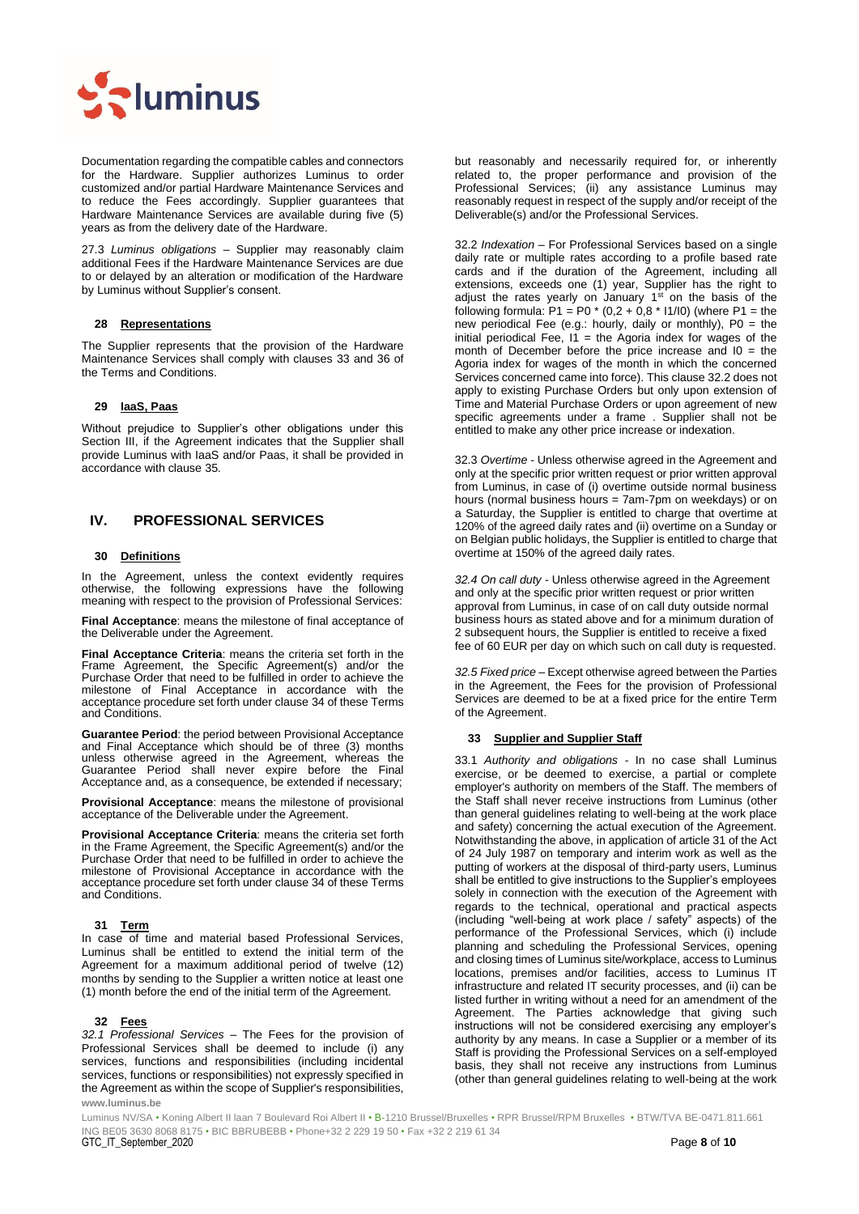Documentation regarding the compatible cables and connectors for the Hardware. Supplier authorizes Luminus to order customized and/or partial Hardware Maintenance Services and to reduce the Fees accordingly. Supplier guarantees that Hardware Maintenance Services are available during five (5) years as from the delivery date of the Hardware.

27.3 *Luminus obligations* – Supplier may reasonably claim additional Fees if the Hardware Maintenance Services are due to or delayed by an alteration or modification of the Hardware by Luminus without Supplier's consent.

### 28 Representations

The Supplier represents that the provision of the Hardware Maintenance Services shall comply with clauses 33 and 36 of the Terms and Conditions.

### 29 IaaS, Paas

Without prejudice to Supplier's other obligations under this Section III, if the Agreement indicates that the Supplier shall provide Luminus with IaaS and/or Paas, it shall be provided in accordance with clause 35.

## IV. PROFESSIONAL SERVICES

### 30 Definitions

In the Agreement, unless the context evidently requires otherwise, the following expressions have the following meaning with respect to the provision of Professional Services:

**Final Acceptance**: means the milestone of final acceptance of the Deliverable under the Agreement.

**Final Acceptance Criteria**: means the criteria set forth in the Frame Agreement, the Specific Agreement(s) and/or the Purchase Order that need to be fulfilled in order to achieve the milestone of Final Acceptance in accordance with the acceptance procedure set forth under clause 34 of these Terms and Conditions.

**Guarantee Period**: the period between Provisional Acceptance and Final Acceptance which should be of three (3) months unless otherwise agreed in the Agreement, whereas the Guarantee Period shall never expire before the Final Acceptance and, as a consequence, be extended if necessary;

**Provisional Acceptance**: means the milestone of provisional acceptance of the Deliverable under the Agreement.

**Provisional Acceptance Criteria**: means the criteria set forth in the Frame Agreement, the Specific Agreement(s) and/or the Purchase Order that need to be fulfilled in order to achieve the milestone of Provisional Acceptance in accordance with the acceptance procedure set forth under clause 34 of these Terms and Conditions.

### 31 Term

In case of time and material based Professional Services, Luminus shall be entitled to extend the initial term of the Agreement for a maximum additional period of twelve (12) months by sending to the Supplier a written notice at least one (1) month before the end of the initial term of the Agreement.

### 32 Fees

32.1 *Professional Services* – The Fees for the provision of Professional Services shall be deemed to include (i) any services, functions and responsibilities (including incidental services, functions or responsibilities) not expressly specified in the Agreement as within the scope of Supplier's responsibilities, but reasonably and necessarily required for, or inherently related to, the proper performance and provision of the Professional Services; (ii) any assistance Luminus may reasonably request in respect of the supply and/or receipt of the Deliverable(s) and/or the Professional Services.

32.2 *Indexation* – For Professional Services based on a single daily rate or multiple rates according to a profile based rate cards and if the duration of the Agreement, including all extensions, exceeds one (1) year, Supplier has the right to adjust the rates yearly on January 1st on the basis of the following formula: $P1 = P0 * (0,2 + 0,8 * I1/I0)$ (where P1 = the new periodical Fee (e.g.: hourly, daily or monthly), P0 = the initial periodical Fee, I1 = the Agoria index for wages of the month of December before the price increase and I0 = the Agoria index for wages of the month in which the concerned Services concerned came into force). This clause 32.2 does not apply to existing Purchase Orders but only upon extension of Time and Material Purchase Orders or upon agreement of new specific agreements under a frame . Supplier shall not be entitled to make any other price increase or indexation.

32.3 *Overtime* - Unless otherwise agreed in the Agreement and only at the specific prior written request or prior written approval from Luminus, in case of (i) overtime outside normal business hours (normal business hours = 7am-7pm on weekdays) or on a Saturday, the Supplier is entitled to charge that overtime at 120% of the agreed daily rates and (ii) overtime on a Sunday or on Belgian public holidays, the Supplier is entitled to charge that overtime at 150% of the agreed daily rates.

*32.4 On call duty* - Unless otherwise agreed in the Agreement and only at the specific prior written request or prior written approval from Luminus, in case of on call duty outside normal business hours as stated above and for a minimum duration of 2 subsequent hours, the Supplier is entitled to receive a fixed fee of 60 EUR per day on which such on call duty is requested.

*32.5 Fixed price* – Except otherwise agreed between the Parties in the Agreement, the Fees for the provision of Professional Services are deemed to be at a fixed price for the entire Term of the Agreement.

### 33 Supplier and Supplier Staff

33.1 *Authority and obligations* - In no case shall Luminus exercise, or be deemed to exercise, a partial or complete employer's authority on members of the Staff. The members of the Staff shall never receive instructions from Luminus (other than general guidelines relating to well-being at the work place and safety) concerning the actual execution of the Agreement. Notwithstanding the above, in application of article 31 of the Act of 24 July 1987 on temporary and interim work as well as the putting of workers at the disposal of third-party users, Luminus shall be entitled to give instructions to the Supplier's employees solely in connection with the execution of the Agreement with regards to the technical, operational and practical aspects (including "well-being at work place / safety" aspects) of the performance of the Professional Services, which (i) include planning and scheduling the Professional Services, opening and closing times of Luminus site/workplace, access to Luminus locations, premises and/or facilities, access to Luminus IT infrastructure and related IT security processes, and (ii) can be listed further in writing without a need for an amendment of the Agreement. The Parties acknowledge that giving such instructions will not be considered exercising any employer's authority by any means. In case a Supplier or a member of its Staff is providing the Professional Services on a self-employed basis, they shall not receive any instructions from Luminus (other than general guidelines relating to well-being at the work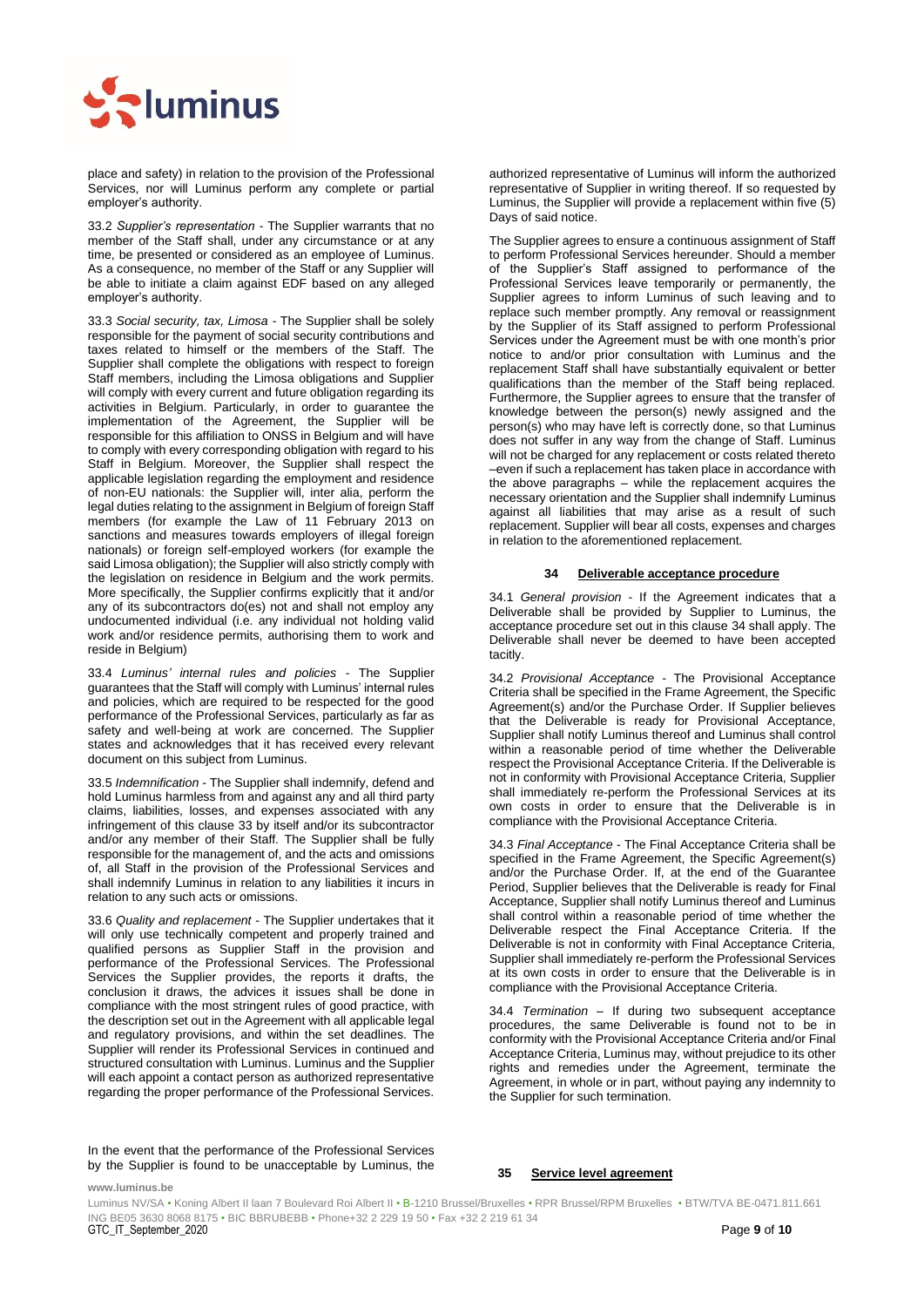place and safety) in relation to the provision of the Professional Services, nor will Luminus perform any complete or partial employer's authority.

33.2 *Supplier's representation* - The Supplier warrants that no member of the Staff shall, under any circumstance or at any time, be presented or considered as an employee of Luminus. As a consequence, no member of the Staff or any Supplier will be able to initiate a claim against EDF based on any alleged employer's authority.

33.3 *Social security, tax, Limosa* - The Supplier shall be solely responsible for the payment of social security contributions and taxes related to himself or the members of the Staff. The Supplier shall complete the obligations with respect to foreign Staff members, including the Limosa obligations and Supplier will comply with every current and future obligation regarding its activities in Belgium. Particularly, in order to guarantee the implementation of the Agreement, the Supplier will be responsible for this affiliation to ONSS in Belgium and will have to comply with every corresponding obligation with regard to his Staff in Belgium. Moreover, the Supplier shall respect the applicable legislation regarding the employment and residence of non-EU nationals: the Supplier will, inter alia, perform the legal duties relating to the assignment in Belgium of foreign Staff members (for example the Law of 11 February 2013 on sanctions and measures towards employers of illegal foreign nationals) or foreign self-employed workers (for example the said Limosa obligation); the Supplier will also strictly comply with the legislation on residence in Belgium and the work permits. More specifically, the Supplier confirms explicitly that it and/or any of its subcontractors do(es) not and shall not employ any undocumented individual (i.e. any individual not holding valid work and/or residence permits, authorising them to work and reside in Belgium)

33.4 *Luminus' internal rules and policies* - The Supplier guarantees that the Staff will comply with Luminus' internal rules and policies, which are required to be respected for the good performance of the Professional Services, particularly as far as safety and well-being at work are concerned. The Supplier states and acknowledges that it has received every relevant document on this subject from Luminus.

33.5 *Indemnification* - The Supplier shall indemnify, defend and hold Luminus harmless from and against any and all third party claims, liabilities, losses, and expenses associated with any infringement of this clause 33 by itself and/or its subcontractor and/or any member of their Staff. The Supplier shall be fully responsible for the management of, and the acts and omissions of, all Staff in the provision of the Professional Services and shall indemnify Luminus in relation to any liabilities it incurs in relation to any such acts or omissions.

33.6 *Quality and replacement* - The Supplier undertakes that it will only use technically competent and properly trained and qualified persons as Supplier Staff in the provision and performance of the Professional Services. The Professional Services the Supplier provides, the reports it drafts, the conclusion it draws, the advices it issues shall be done in compliance with the most stringent rules of good practice, with the description set out in the Agreement with all applicable legal and regulatory provisions, and within the set deadlines. The Supplier will render its Professional Services in continued and structured consultation with Luminus. Luminus and the Supplier will each appoint a contact person as authorized representative regarding the proper performance of the Professional Services.

In the event that the performance of the Professional Services by the Supplier is found to be unacceptable by Luminus, the authorized representative of Luminus will inform the authorized representative of Supplier in writing thereof. If so requested by Luminus, the Supplier will provide a replacement within five (5) Days of said notice.

The Supplier agrees to ensure a continuous assignment of Staff to perform Professional Services hereunder. Should a member of the Supplier's Staff assigned to performance of the Professional Services leave temporarily or permanently, the Supplier agrees to inform Luminus of such leaving and to replace such member promptly. Any removal or reassignment by the Supplier of its Staff assigned to perform Professional Services under the Agreement must be with one month's prior notice to and/or prior consultation with Luminus and the replacement Staff shall have substantially equivalent or better qualifications than the member of the Staff being replaced. Furthermore, the Supplier agrees to ensure that the transfer of knowledge between the person(s) newly assigned and the person(s) who may have left is correctly done, so that Luminus does not suffer in any way from the change of Staff. Luminus will not be charged for any replacement or costs related thereto –even if such a replacement has taken place in accordance with the above paragraphs – while the replacement acquires the necessary orientation and the Supplier shall indemnify Luminus against all liabilities that may arise as a result of such replacement. Supplier will bear all costs, expenses and charges in relation to the aforementioned replacement.

## 34 Deliverable acceptance procedure

34.1 *General provision* - If the Agreement indicates that a Deliverable shall be provided by Supplier to Luminus, the acceptance procedure set out in this clause 34 shall apply. The Deliverable shall never be deemed to have been accepted tacitly.

34.2 *Provisional Acceptance* - The Provisional Acceptance Criteria shall be specified in the Frame Agreement, the Specific Agreement(s) and/or the Purchase Order. If Supplier believes that the Deliverable is ready for Provisional Acceptance, Supplier shall notify Luminus thereof and Luminus shall control within a reasonable period of time whether the Deliverable respect the Provisional Acceptance Criteria. If the Deliverable is not in conformity with Provisional Acceptance Criteria, Supplier shall immediately re-perform the Professional Services at its own costs in order to ensure that the Deliverable is in compliance with the Provisional Acceptance Criteria.

34.3 *Final Acceptance* - The Final Acceptance Criteria shall be specified in the Frame Agreement, the Specific Agreement(s) and/or the Purchase Order. If, at the end of the Guarantee Period, Supplier believes that the Deliverable is ready for Final Acceptance, Supplier shall notify Luminus thereof and Luminus shall control within a reasonable period of time whether the Deliverable respect the Final Acceptance Criteria. If the Deliverable is not in conformity with Final Acceptance Criteria, Supplier shall immediately re-perform the Professional Services at its own costs in order to ensure that the Deliverable is in compliance with the Provisional Acceptance Criteria.

34.4 *Termination* – If during two subsequent acceptance procedures, the same Deliverable is found not to be in conformity with the Provisional Acceptance Criteria and/or Final Acceptance Criteria, Luminus may, without prejudice to its other rights and remedies under the Agreement, terminate the Agreement, in whole or in part, without paying any indemnity to the Supplier for such termination.

## 35 Service level agreement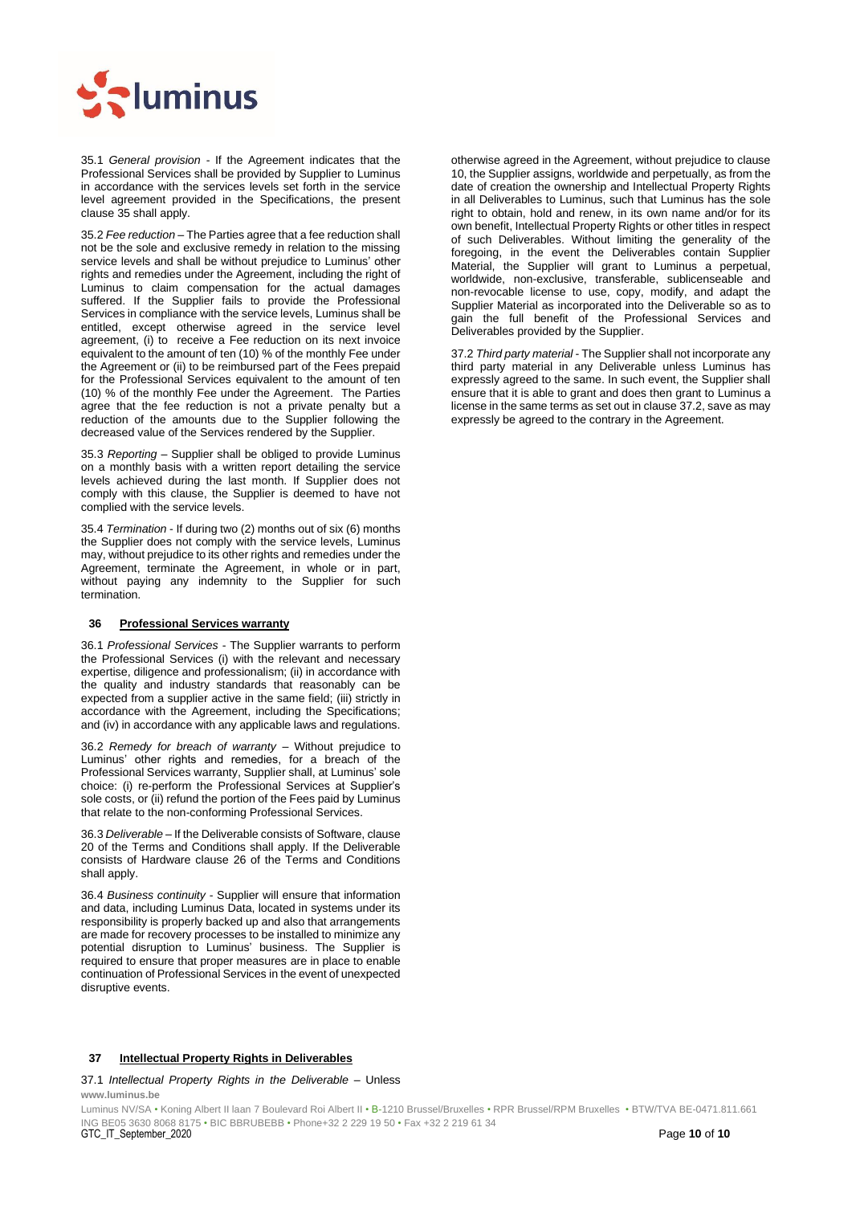35.1 *General provision* - If the Agreement indicates that the Professional Services shall be provided by Supplier to Luminus in accordance with the services levels set forth in the service level agreement provided in the Specifications, the present clause 35 shall apply.

35.2 *Fee reduction* – The Parties agree that a fee reduction shall not be the sole and exclusive remedy in relation to the missing service levels and shall be without prejudice to Luminus' other rights and remedies under the Agreement, including the right of Luminus to claim compensation for the actual damages suffered. If the Supplier fails to provide the Professional Services in compliance with the service levels, Luminus shall be entitled, except otherwise agreed in the service level agreement, (i) to receive a Fee reduction on its next invoice equivalent to the amount of ten (10) % of the monthly Fee under the Agreement or (ii) to be reimbursed part of the Fees prepaid for the Professional Services equivalent to the amount of ten (10) % of the monthly Fee under the Agreement. The Parties agree that the fee reduction is not a private penalty but a reduction of the amounts due to the Supplier following the decreased value of the Services rendered by the Supplier.

35.3 *Reporting* – Supplier shall be obliged to provide Luminus on a monthly basis with a written report detailing the service levels achieved during the last month. If Supplier does not comply with this clause, the Supplier is deemed to have not complied with the service levels.

35.4 *Termination* - If during two (2) months out of six (6) months the Supplier does not comply with the service levels, Luminus may, without prejudice to its other rights and remedies under the Agreement, terminate the Agreement, in whole or in part, without paying any indemnity to the Supplier for such termination.

## 36 Professional Services warranty

36.1 *Professional Services* - The Supplier warrants to perform the Professional Services (i) with the relevant and necessary expertise, diligence and professionalism; (ii) in accordance with the quality and industry standards that reasonably can be expected from a supplier active in the same field; (iii) strictly in accordance with the Agreement, including the Specifications; and (iv) in accordance with any applicable laws and regulations.

36.2 *Remedy for breach of warranty* – Without prejudice to Luminus' other rights and remedies, for a breach of the Professional Services warranty, Supplier shall, at Luminus' sole choice: (i) re-perform the Professional Services at Supplier's sole costs, or (ii) refund the portion of the Fees paid by Luminus that relate to the non-conforming Professional Services.

36.3 *Deliverable* – If the Deliverable consists of Software, clause 20 of the Terms and Conditions shall apply. If the Deliverable consists of Hardware clause 26 of the Terms and Conditions shall apply.

36.4 *Business continuity* - Supplier will ensure that information and data, including Luminus Data, located in systems under its responsibility is properly backed up and also that arrangements are made for recovery processes to be installed to minimize any potential disruption to Luminus' business. The Supplier is required to ensure that proper measures are in place to enable continuation of Professional Services in the event of unexpected disruptive events.

## 37 Intellectual Property Rights in Deliverables

37.1 *Intellectual Property Rights in the Deliverable* – Unless otherwise agreed in the Agreement, without prejudice to clause 10, the Supplier assigns, worldwide and perpetually, as from the date of creation the ownership and Intellectual Property Rights in all Deliverables to Luminus, such that Luminus has the sole right to obtain, hold and renew, in its own name and/or for its own benefit, Intellectual Property Rights or other titles in respect of such Deliverables. Without limiting the generality of the foregoing, in the event the Deliverables contain Supplier Material, the Supplier will grant to Luminus a perpetual, worldwide, non-exclusive, transferable, sublicenseable and non-revocable license to use, copy, modify, and adapt the Supplier Material as incorporated into the Deliverable so as to gain the full benefit of the Professional Services and Deliverables provided by the Supplier.

37.2 *Third party material* - The Supplier shall not incorporate any third party material in any Deliverable unless Luminus has expressly agreed to the same. In such event, the Supplier shall ensure that it is able to grant and does then grant to Luminus a license in the same terms as set out in clause 37.2, save as may expressly be agreed to the contrary in the Agreement.